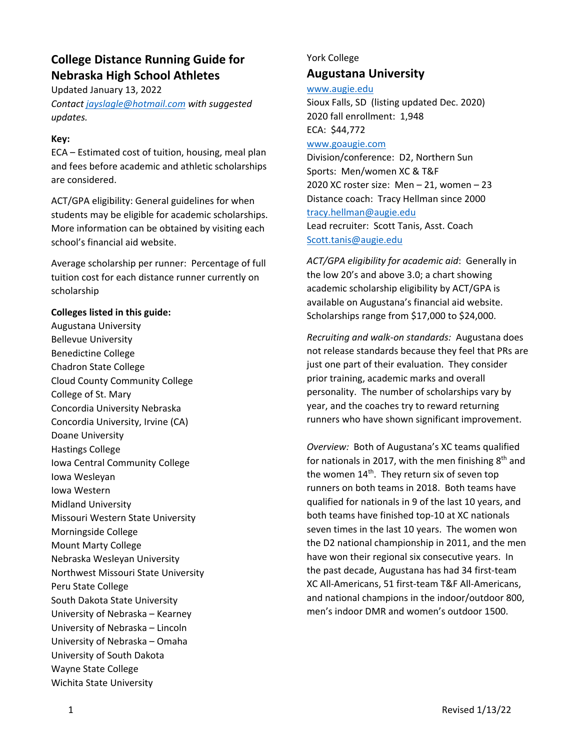# College Distance Running Guide for Nebraska High School Athletes

Updated January 13, 2022

*Contact jayslagle@hotmail.com with suggested updates.*

**Key:**

ECA – Estimated cost of tuition, housing, meal plan and fees before academic and athletic scholarships are considered.

ACT/GPA eligibility: General guidelines for when students may be eligible for academic scholarships. More information can be obtained by visiting each school's financial aid website.

Average scholarship per runner: Percentage of full tuition cost for each distance runner currently on scholarship

**Colleges listed in this guide:**

Augustana University
Bellevue University
Benedictine College
Chadron State College
Cloud County Community College
College of St. Mary
Concordia University Nebraska
Concordia University, Irvine (CA)
Doane University
Hastings College
Iowa Central Community College
Iowa Wesleyan
Iowa Western
Midland University
Missouri Western State University
Morningside College
Mount Marty College
Nebraska Wesleyan University
Northwest Missouri State University
Peru State College
South Dakota State University
University of Nebraska – Kearney
University of Nebraska – Lincoln
University of Nebraska – Omaha
University of South Dakota
Wayne State College
Wichita State University
York College

## Augustana University

www.augie.edu
Sioux Falls, SD (listing updated Dec. 2020)
2020 fall enrollment: 1,948
ECA: $44,772
www.goaugie.com
Division/conference: D2, Northern Sun
Sports: Men/women XC & T&F
2020 XC roster size: Men – 21, women – 23
Distance coach: Tracy Hellman since 2000
tracy.hellman@augie.edu
Lead recruiter: Scott Tanis, Asst. Coach
Scott.tanis@augie.edu

*ACT/GPA eligibility for academic aid*: Generally in the low 20's and above 3.0; a chart showing academic scholarship eligibility by ACT/GPA is available on Augustana's financial aid website. Scholarships range from $17,000 to $24,000.

*Recruiting and walk-on standards:* Augustana does not release standards because they feel that PRs are just one part of their evaluation. They consider prior training, academic marks and overall personality. The number of scholarships vary by year, and the coaches try to reward returning runners who have shown significant improvement.

*Overview:* Both of Augustana's XC teams qualified for nationals in 2017, with the men finishing 8th and the women 14th. They return six of seven top runners on both teams in 2018. Both teams have qualified for nationals in 9 of the last 10 years, and both teams have finished top-10 at XC nationals seven times in the last 10 years. The women won the D2 national championship in 2011, and the men have won their regional six consecutive years. In the past decade, Augustana has had 34 first-team XC All-Americans, 51 first-team T&F All-Americans, and national champions in the indoor/outdoor 800, men's indoor DMR and women's outdoor 1500.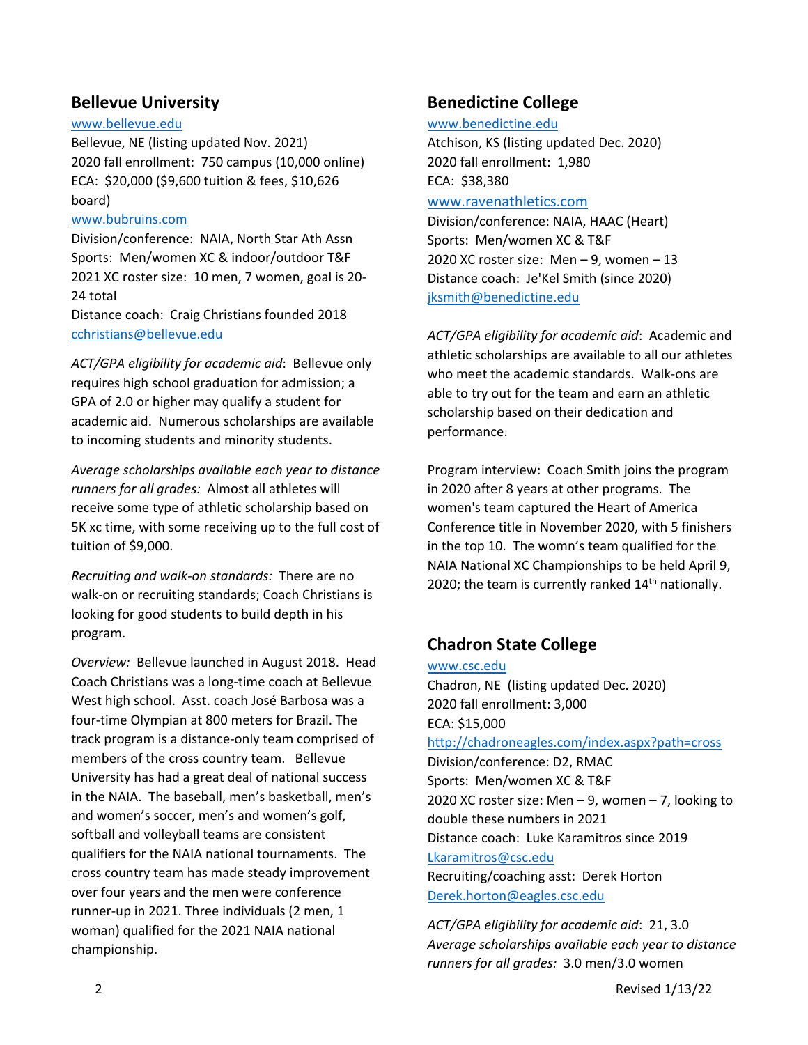## Bellevue University

www.bellevue.edu
Bellevue, NE (listing updated Nov. 2021)
2020 fall enrollment: 750 campus (10,000 online)
ECA: $20,000 ($9,600 tuition & fees, $10,626 board)
www.bubruins.com
Division/conference: NAIA, North Star Ath Assn
Sports: Men/women XC & indoor/outdoor T&F
2021 XC roster size: 10 men, 7 women, goal is 20-24 total
Distance coach: Craig Christians founded 2018
cchristians@bellevue.edu

*ACT/GPA eligibility for academic aid*: Bellevue only requires high school graduation for admission; a GPA of 2.0 or higher may qualify a student for academic aid. Numerous scholarships are available to incoming students and minority students.

*Average scholarships available each year to distance runners for all grades:* Almost all athletes will receive some type of athletic scholarship based on 5K xc time, with some receiving up to the full cost of tuition of $9,000.

*Recruiting and walk-on standards:* There are no walk-on or recruiting standards; Coach Christians is looking for good students to build depth in his program.

*Overview:* Bellevue launched in August 2018. Head Coach Christians was a long-time coach at Bellevue West high school. Asst. coach José Barbosa was a four-time Olympian at 800 meters for Brazil. The track program is a distance-only team comprised of members of the cross country team. Bellevue University has had a great deal of national success in the NAIA. The baseball, men's basketball, men's and women's soccer, men's and women's golf, softball and volleyball teams are consistent qualifiers for the NAIA national tournaments. The cross country team has made steady improvement over four years and the men were conference runner-up in 2021. Three individuals (2 men, 1 woman) qualified for the 2021 NAIA national championship.

## Benedictine College

www.benedictine.edu
Atchison, KS (listing updated Dec. 2020)
2020 fall enrollment: 1,980
ECA: $38,380
www.ravenathletics.com
Division/conference: NAIA, HAAC (Heart)
Sports: Men/women XC & T&F
2020 XC roster size: Men – 9, women – 13
Distance coach: Je'Kel Smith (since 2020)
jksmith@benedictine.edu

*ACT/GPA eligibility for academic aid*: Academic and athletic scholarships are available to all our athletes who meet the academic standards. Walk-ons are able to try out for the team and earn an athletic scholarship based on their dedication and performance.

Program interview: Coach Smith joins the program in 2020 after 8 years at other programs. The women's team captured the Heart of America Conference title in November 2020, with 5 finishers in the top 10. The womn's team qualified for the NAIA National XC Championships to be held April 9, 2020; the team is currently ranked 14th nationally.

## Chadron State College

www.csc.edu
Chadron, NE (listing updated Dec. 2020)
2020 fall enrollment: 3,000
ECA: $15,000
http://chadroneagles.com/index.aspx?path=cross
Division/conference: D2, RMAC
Sports: Men/women XC & T&F
2020 XC roster size: Men – 9, women – 7, looking to double these numbers in 2021
Distance coach: Luke Karamitros since 2019
Lkaramitros@csc.edu
Recruiting/coaching asst: Derek Horton
Derek.horton@eagles.csc.edu

*ACT/GPA eligibility for academic aid*: 21, 3.0
*Average scholarships available each year to distance runners for all grades:* 3.0 men/3.0 women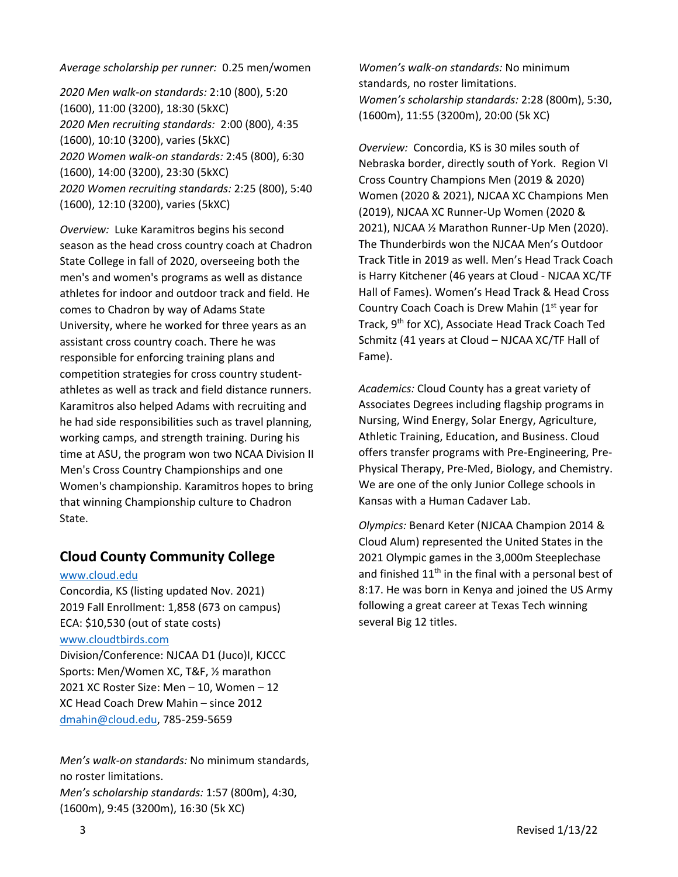*Average scholarship per runner:* 0.25 men/women

*2020 Men walk-on standards:* 2:10 (800), 5:20 (1600), 11:00 (3200), 18:30 (5kXC)
*2020 Men recruiting standards:* 2:00 (800), 4:35 (1600), 10:10 (3200), varies (5kXC)
*2020 Women walk-on standards:* 2:45 (800), 6:30 (1600), 14:00 (3200), 23:30 (5kXC)
*2020 Women recruiting standards:* 2:25 (800), 5:40 (1600), 12:10 (3200), varies (5kXC)

*Overview:* Luke Karamitros begins his second season as the head cross country coach at Chadron State College in fall of 2020, overseeing both the men's and women's programs as well as distance athletes for indoor and outdoor track and field. He comes to Chadron by way of Adams State University, where he worked for three years as an assistant cross country coach. There he was responsible for enforcing training plans and competition strategies for cross country student-athletes as well as track and field distance runners. Karamitros also helped Adams with recruiting and he had side responsibilities such as travel planning, working camps, and strength training. During his time at ASU, the program won two NCAA Division II Men's Cross Country Championships and one Women's championship. Karamitros hopes to bring that winning Championship culture to Chadron State.

## Cloud County Community College

www.cloud.edu
Concordia, KS (listing updated Nov. 2021)
2019 Fall Enrollment: 1,858 (673 on campus)
ECA: $10,530 (out of state costs)
www.cloudtbirds.com
Division/Conference: NJCAA D1 (Juco)I, KJCCC
Sports: Men/Women XC, T&F, ½ marathon
2021 XC Roster Size: Men – 10, Women – 12
XC Head Coach Drew Mahin – since 2012
dmahin@cloud.edu, 785-259-5659

*Men's walk-on standards:* No minimum standards, no roster limitations.
*Men's scholarship standards:* 1:57 (800m), 4:30, (1600m), 9:45 (3200m), 16:30 (5k XC)
*Women's walk-on standards:* No minimum standards, no roster limitations.
*Women's scholarship standards:* 2:28 (800m), 5:30, (1600m), 11:55 (3200m), 20:00 (5k XC)

*Overview:* Concordia, KS is 30 miles south of Nebraska border, directly south of York. Region VI Cross Country Champions Men (2019 & 2020) Women (2020 & 2021), NJCAA XC Champions Men (2019), NJCAA XC Runner-Up Women (2020 & 2021), NJCAA ½ Marathon Runner-Up Men (2020). The Thunderbirds won the NJCAA Men's Outdoor Track Title in 2019 as well. Men's Head Track Coach is Harry Kitchener (46 years at Cloud - NJCAA XC/TF Hall of Fames). Women's Head Track & Head Cross Country Coach Coach is Drew Mahin (1st year for Track, 9th for XC), Associate Head Track Coach Ted Schmitz (41 years at Cloud – NJCAA XC/TF Hall of Fame).

*Academics:* Cloud County has a great variety of Associates Degrees including flagship programs in Nursing, Wind Energy, Solar Energy, Agriculture, Athletic Training, Education, and Business. Cloud offers transfer programs with Pre-Engineering, Pre-Physical Therapy, Pre-Med, Biology, and Chemistry. We are one of the only Junior College schools in Kansas with a Human Cadaver Lab.

*Olympics:* Benard Keter (NJCAA Champion 2014 & Cloud Alum) represented the United States in the 2021 Olympic games in the 3,000m Steeplechase and finished 11th in the final with a personal best of 8:17. He was born in Kenya and joined the US Army following a great career at Texas Tech winning several Big 12 titles.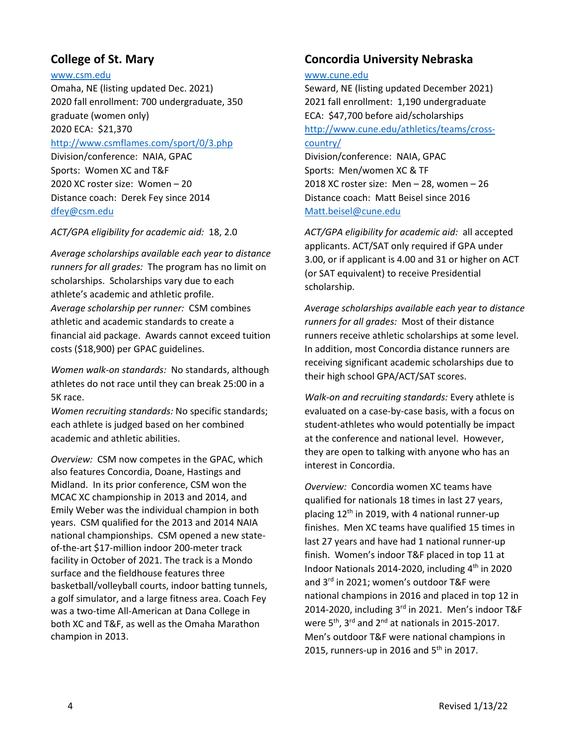## College of St. Mary

www.csm.edu
Omaha, NE (listing updated Dec. 2021)
2020 fall enrollment: 700 undergraduate, 350 graduate (women only)
2020 ECA: $21,370
http://www.csmflames.com/sport/0/3.php
Division/conference: NAIA, GPAC
Sports: Women XC and T&F
2020 XC roster size: Women – 20
Distance coach: Derek Fey since 2014
dfey@csm.edu

*ACT/GPA eligibility for academic aid:* 18, 2.0

*Average scholarships available each year to distance runners for all grades:* The program has no limit on scholarships. Scholarships vary due to each athlete's academic and athletic profile.
*Average scholarship per runner:* CSM combines athletic and academic standards to create a financial aid package. Awards cannot exceed tuition costs ($18,900) per GPAC guidelines.

*Women walk-on standards:* No standards, although athletes do not race until they can break 25:00 in a 5K race.
*Women recruiting standards:* No specific standards; each athlete is judged based on her combined academic and athletic abilities.

*Overview:* CSM now competes in the GPAC, which also features Concordia, Doane, Hastings and Midland. In its prior conference, CSM won the MCAC XC championship in 2013 and 2014, and Emily Weber was the individual champion in both years. CSM qualified for the 2013 and 2014 NAIA national championships. CSM opened a new state-of-the-art $17-million indoor 200-meter track facility in October of 2021. The track is a Mondo surface and the fieldhouse features three basketball/volleyball courts, indoor batting tunnels, a golf simulator, and a large fitness area. Coach Fey was a two-time All-American at Dana College in both XC and T&F, as well as the Omaha Marathon champion in 2013.

## Concordia University Nebraska

www.cune.edu
Seward, NE (listing updated December 2021)
2021 fall enrollment: 1,190 undergraduate
ECA: $47,700 before aid/scholarships
http://www.cune.edu/athletics/teams/cross-country/
Division/conference: NAIA, GPAC
Sports: Men/women XC & TF
2018 XC roster size: Men – 28, women – 26
Distance coach: Matt Beisel since 2016
Matt.beisel@cune.edu

*ACT/GPA eligibility for academic aid:* all accepted applicants. ACT/SAT only required if GPA under 3.00, or if applicant is 4.00 and 31 or higher on ACT (or SAT equivalent) to receive Presidential scholarship.

*Average scholarships available each year to distance runners for all grades:* Most of their distance runners receive athletic scholarships at some level. In addition, most Concordia distance runners are receiving significant academic scholarships due to their high school GPA/ACT/SAT scores.

*Walk-on and recruiting standards:* Every athlete is evaluated on a case-by-case basis, with a focus on student-athletes who would potentially be impact at the conference and national level. However, they are open to talking with anyone who has an interest in Concordia.

*Overview:* Concordia women XC teams have qualified for nationals 18 times in last 27 years, placing 12th in 2019, with 4 national runner-up finishes. Men XC teams have qualified 15 times in last 27 years and have had 1 national runner-up finish. Women's indoor T&F placed in top 11 at Indoor Nationals 2014-2020, including 4th in 2020 and 3rd in 2021; women's outdoor T&F were national champions in 2016 and placed in top 12 in 2014-2020, including 3rd in 2021. Men's indoor T&F were 5th, 3rd and 2nd at nationals in 2015-2017. Men's outdoor T&F were national champions in 2015, runners-up in 2016 and 5th in 2017.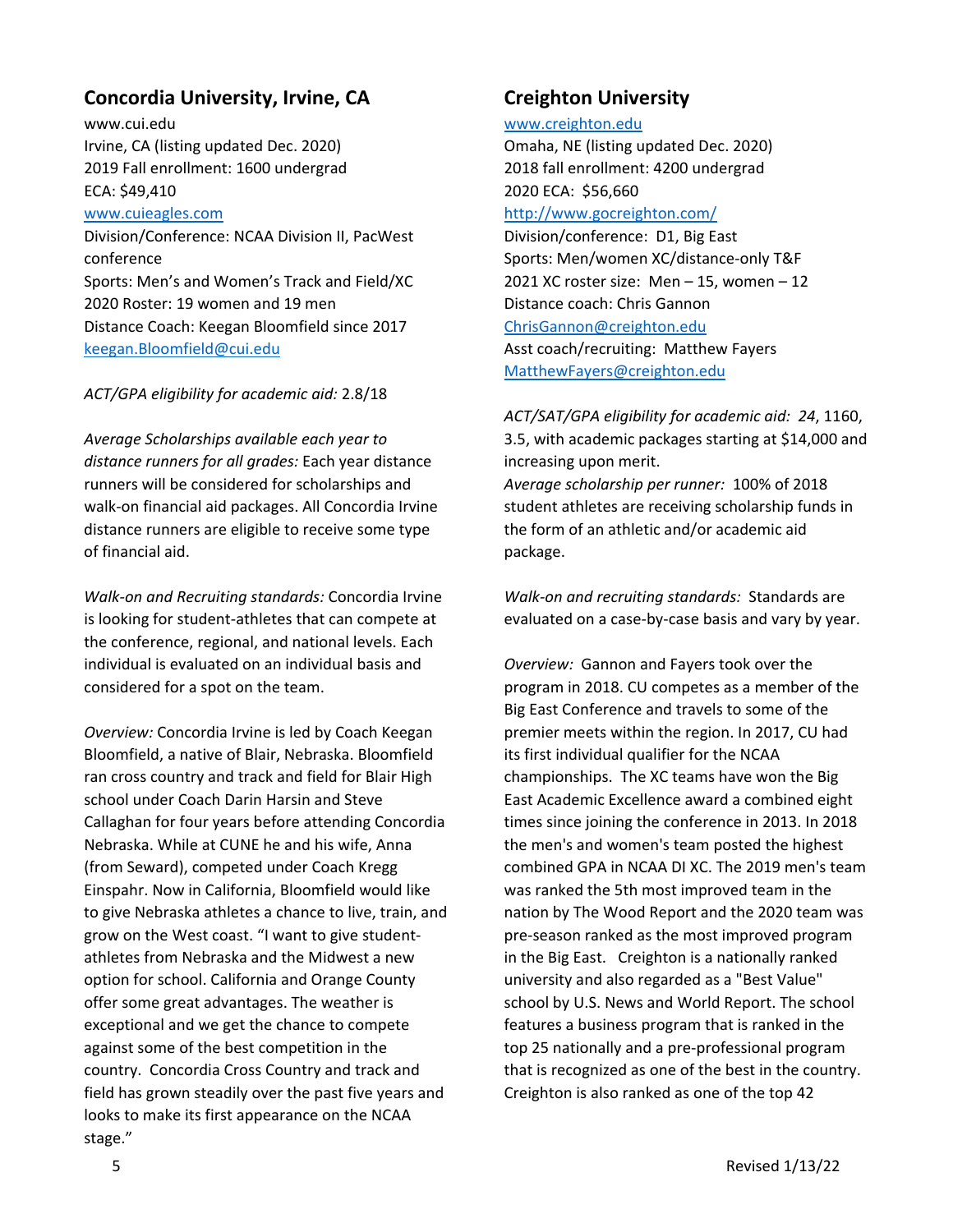## Concordia University, Irvine, CA

www.cui.edu
Irvine, CA (listing updated Dec. 2020)
2019 Fall enrollment: 1600 undergrad
ECA: $49,410
www.cuieagles.com
Division/Conference: NCAA Division II, PacWest conference
Sports: Men's and Women's Track and Field/XC
2020 Roster: 19 women and 19 men
Distance Coach: Keegan Bloomfield since 2017
keegan.Bloomfield@cui.edu

*ACT/GPA eligibility for academic aid:* 2.8/18

*Average Scholarships available each year to distance runners for all grades:* Each year distance runners will be considered for scholarships and walk-on financial aid packages. All Concordia Irvine distance runners are eligible to receive some type of financial aid.

*Walk-on and Recruiting standards:* Concordia Irvine is looking for student-athletes that can compete at the conference, regional, and national levels. Each individual is evaluated on an individual basis and considered for a spot on the team.

*Overview:* Concordia Irvine is led by Coach Keegan Bloomfield, a native of Blair, Nebraska. Bloomfield ran cross country and track and field for Blair High school under Coach Darin Harsin and Steve Callaghan for four years before attending Concordia Nebraska. While at CUNE he and his wife, Anna (from Seward), competed under Coach Kregg Einspahr. Now in California, Bloomfield would like to give Nebraska athletes a chance to live, train, and grow on the West coast. "I want to give student-athletes from Nebraska and the Midwest a new option for school. California and Orange County offer some great advantages. The weather is exceptional and we get the chance to compete against some of the best competition in the country. Concordia Cross Country and track and field has grown steadily over the past five years and looks to make its first appearance on the NCAA stage."

## Creighton University

www.creighton.edu
Omaha, NE (listing updated Dec. 2020)
2018 fall enrollment: 4200 undergrad
2020 ECA: $56,660
http://www.gocreighton.com/
Division/conference: D1, Big East
Sports: Men/women XC/distance-only T&F
2021 XC roster size: Men – 15, women – 12
Distance coach: Chris Gannon
ChrisGannon@creighton.edu
Asst coach/recruiting: Matthew Fayers
MatthewFayers@creighton.edu

*ACT/SAT/GPA eligibility for academic aid: 24*, 1160, 3.5, with academic packages starting at $14,000 and increasing upon merit.
*Average scholarship per runner:* 100% of 2018 student athletes are receiving scholarship funds in the form of an athletic and/or academic aid package.

*Walk-on and recruiting standards:* Standards are evaluated on a case-by-case basis and vary by year.

*Overview:* Gannon and Fayers took over the program in 2018. CU competes as a member of the Big East Conference and travels to some of the premier meets within the region. In 2017, CU had its first individual qualifier for the NCAA championships. The XC teams have won the Big East Academic Excellence award a combined eight times since joining the conference in 2013. In 2018 the men's and women's team posted the highest combined GPA in NCAA DI XC. The 2019 men's team was ranked the 5th most improved team in the nation by The Wood Report and the 2020 team was pre-season ranked as the most improved program in the Big East. Creighton is a nationally ranked university and also regarded as a "Best Value" school by U.S. News and World Report. The school features a business program that is ranked in the top 25 nationally and a pre-professional program that is recognized as one of the best in the country. Creighton is also ranked as one of the top 42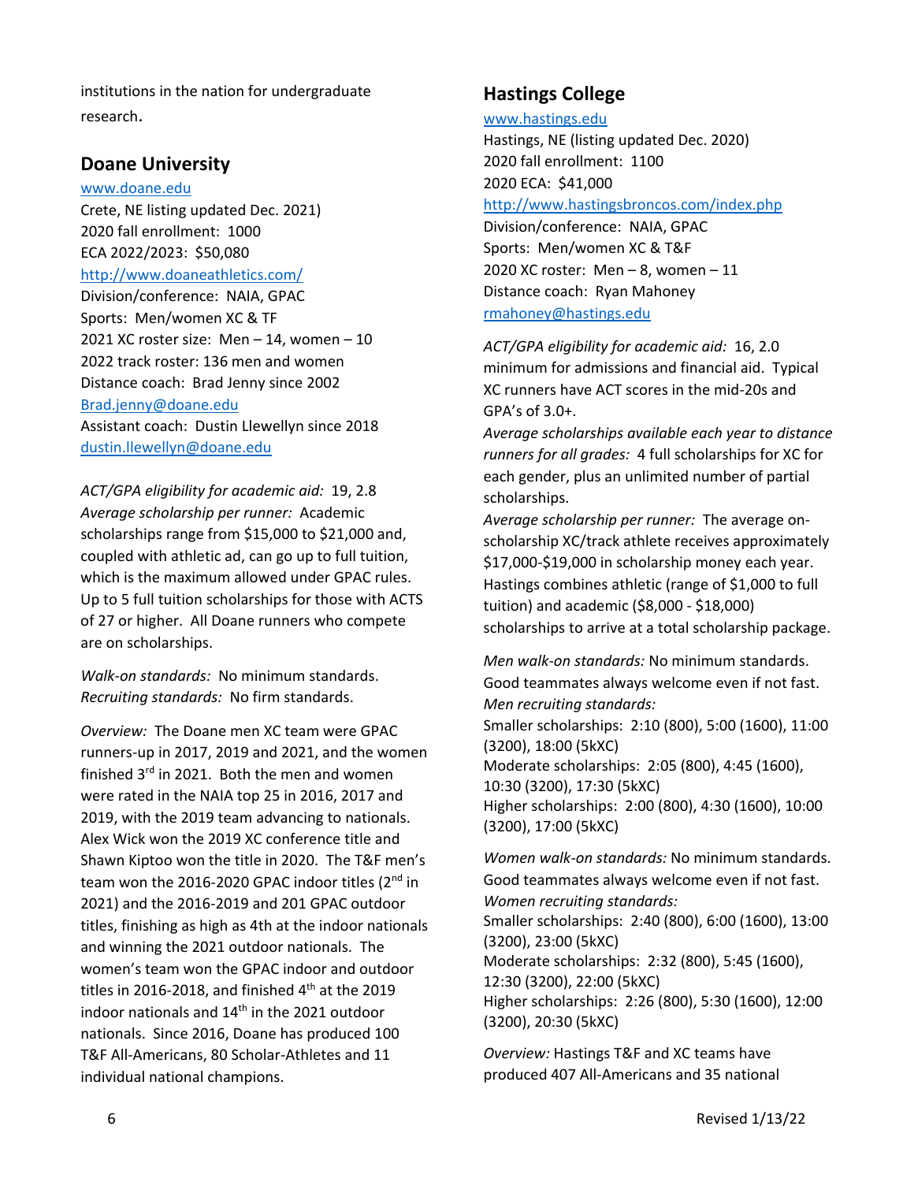institutions in the nation for undergraduate research.

## Doane University

www.doane.edu
Crete, NE listing updated Dec. 2021)
2020 fall enrollment: 1000
ECA 2022/2023: $50,080
http://www.doaneathletics.com/
Division/conference: NAIA, GPAC
Sports: Men/women XC & TF
2021 XC roster size: Men – 14, women – 10
2022 track roster: 136 men and women
Distance coach: Brad Jenny since 2002
Brad.jenny@doane.edu
Assistant coach: Dustin Llewellyn since 2018
dustin.llewellyn@doane.edu

*ACT/GPA eligibility for academic aid:* 19, 2.8
*Average scholarship per runner:* Academic scholarships range from $15,000 to $21,000 and, coupled with athletic ad, can go up to full tuition, which is the maximum allowed under GPAC rules. Up to 5 full tuition scholarships for those with ACTS of 27 or higher. All Doane runners who compete are on scholarships.

*Walk-on standards:* No minimum standards.
*Recruiting standards:* No firm standards.

*Overview:* The Doane men XC team were GPAC runners-up in 2017, 2019 and 2021, and the women finished 3rd in 2021. Both the men and women were rated in the NAIA top 25 in 2016, 2017 and 2019, with the 2019 team advancing to nationals. Alex Wick won the 2019 XC conference title and Shawn Kiptoo won the title in 2020. The T&F men's team won the 2016-2020 GPAC indoor titles (2nd in 2021) and the 2016-2019 and 201 GPAC outdoor titles, finishing as high as 4th at the indoor nationals and winning the 2021 outdoor nationals. The women's team won the GPAC indoor and outdoor titles in 2016-2018, and finished 4th at the 2019 indoor nationals and 14th in the 2021 outdoor nationals. Since 2016, Doane has produced 100 T&F All-Americans, 80 Scholar-Athletes and 11 individual national champions.

## Hastings College

www.hastings.edu
Hastings, NE (listing updated Dec. 2020)
2020 fall enrollment: 1100
2020 ECA: $41,000
http://www.hastingsbroncos.com/index.php
Division/conference: NAIA, GPAC
Sports: Men/women XC & T&F
2020 XC roster: Men – 8, women – 11
Distance coach: Ryan Mahoney
rmahoney@hastings.edu

*ACT/GPA eligibility for academic aid:* 16, 2.0 minimum for admissions and financial aid. Typical XC runners have ACT scores in the mid-20s and GPA's of 3.0+.
*Average scholarships available each year to distance runners for all grades:* 4 full scholarships for XC for each gender, plus an unlimited number of partial scholarships.
*Average scholarship per runner:* The average on-scholarship XC/track athlete receives approximately $17,000-$19,000 in scholarship money each year. Hastings combines athletic (range of $1,000 to full tuition) and academic ($8,000 - $18,000) scholarships to arrive at a total scholarship package.

*Men walk-on standards:* No minimum standards. Good teammates always welcome even if not fast.
*Men recruiting standards:*
Smaller scholarships: 2:10 (800), 5:00 (1600), 11:00 (3200), 18:00 (5kXC)
Moderate scholarships: 2:05 (800), 4:45 (1600), 10:30 (3200), 17:30 (5kXC)
Higher scholarships: 2:00 (800), 4:30 (1600), 10:00 (3200), 17:00 (5kXC)

*Women walk-on standards:* No minimum standards. Good teammates always welcome even if not fast.
*Women recruiting standards:*
Smaller scholarships: 2:40 (800), 6:00 (1600), 13:00 (3200), 23:00 (5kXC)
Moderate scholarships: 2:32 (800), 5:45 (1600), 12:30 (3200), 22:00 (5kXC)
Higher scholarships: 2:26 (800), 5:30 (1600), 12:00 (3200), 20:30 (5kXC)

*Overview:* Hastings T&F and XC teams have produced 407 All-Americans and 35 national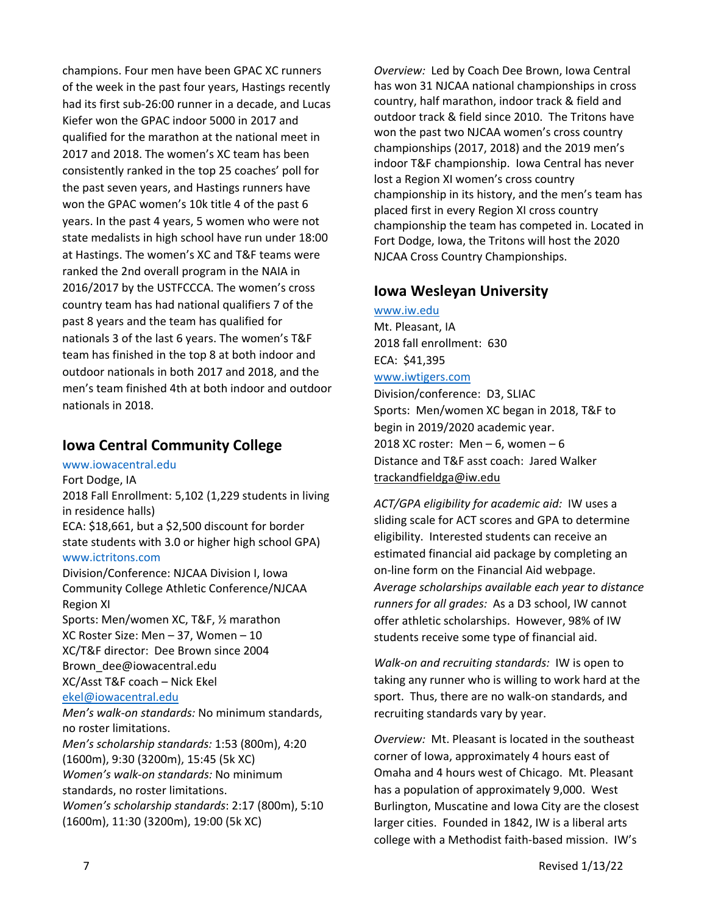champions. Four men have been GPAC XC runners of the week in the past four years, Hastings recently had its first sub-26:00 runner in a decade, and Lucas Kiefer won the GPAC indoor 5000 in 2017 and qualified for the marathon at the national meet in 2017 and 2018. The women's XC team has been consistently ranked in the top 25 coaches' poll for the past seven years, and Hastings runners have won the GPAC women's 10k title 4 of the past 6 years. In the past 4 years, 5 women who were not state medalists in high school have run under 18:00 at Hastings. The women's XC and T&F teams were ranked the 2nd overall program in the NAIA in 2016/2017 by the USTFCCCA. The women's cross country team has had national qualifiers 7 of the past 8 years and the team has qualified for nationals 3 of the last 6 years. The women's T&F team has finished in the top 8 at both indoor and outdoor nationals in both 2017 and 2018, and the men's team finished 4th at both indoor and outdoor nationals in 2018.

## Iowa Central Community College

www.iowacentral.edu
Fort Dodge, IA
2018 Fall Enrollment: 5,102 (1,229 students in living in residence halls)
ECA: $18,661, but a $2,500 discount for border state students with 3.0 or higher high school GPA)
www.ictritons.com
Division/Conference: NJCAA Division I, Iowa Community College Athletic Conference/NJCAA Region XI
Sports: Men/women XC, T&F, ½ marathon
XC Roster Size: Men – 37, Women – 10
XC/T&F director: Dee Brown since 2004
Brown_dee@iowacentral.edu
XC/Asst T&F coach – Nick Ekel
ekel@iowacentral.edu
*Men's walk-on standards:* No minimum standards, no roster limitations.
*Men's scholarship standards:* 1:53 (800m), 4:20 (1600m), 9:30 (3200m), 15:45 (5k XC)
*Women's walk-on standards:* No minimum standards, no roster limitations.
*Women's scholarship standards*: 2:17 (800m), 5:10 (1600m), 11:30 (3200m), 19:00 (5k XC)

*Overview:* Led by Coach Dee Brown, Iowa Central has won 31 NJCAA national championships in cross country, half marathon, indoor track & field and outdoor track & field since 2010. The Tritons have won the past two NJCAA women's cross country championships (2017, 2018) and the 2019 men's indoor T&F championship. Iowa Central has never lost a Region XI women's cross country championship in its history, and the men's team has placed first in every Region XI cross country championship the team has competed in. Located in Fort Dodge, Iowa, the Tritons will host the 2020 NJCAA Cross Country Championships.

## Iowa Wesleyan University

www.iw.edu
Mt. Pleasant, IA
2018 fall enrollment: 630
ECA: $41,395
www.iwtigers.com
Division/conference: D3, SLIAC
Sports: Men/women XC began in 2018, T&F to begin in 2019/2020 academic year.
2018 XC roster: Men – 6, women – 6
Distance and T&F asst coach: Jared Walker
trackandfieldga@iw.edu

*ACT/GPA eligibility for academic aid:* IW uses a sliding scale for ACT scores and GPA to determine eligibility. Interested students can receive an estimated financial aid package by completing an on-line form on the Financial Aid webpage.
*Average scholarships available each year to distance runners for all grades:* As a D3 school, IW cannot offer athletic scholarships. However, 98% of IW students receive some type of financial aid.

*Walk-on and recruiting standards:* IW is open to taking any runner who is willing to work hard at the sport. Thus, there are no walk-on standards, and recruiting standards vary by year.

*Overview:* Mt. Pleasant is located in the southeast corner of Iowa, approximately 4 hours east of Omaha and 4 hours west of Chicago. Mt. Pleasant has a population of approximately 9,000. West Burlington, Muscatine and Iowa City are the closest larger cities. Founded in 1842, IW is a liberal arts college with a Methodist faith-based mission. IW's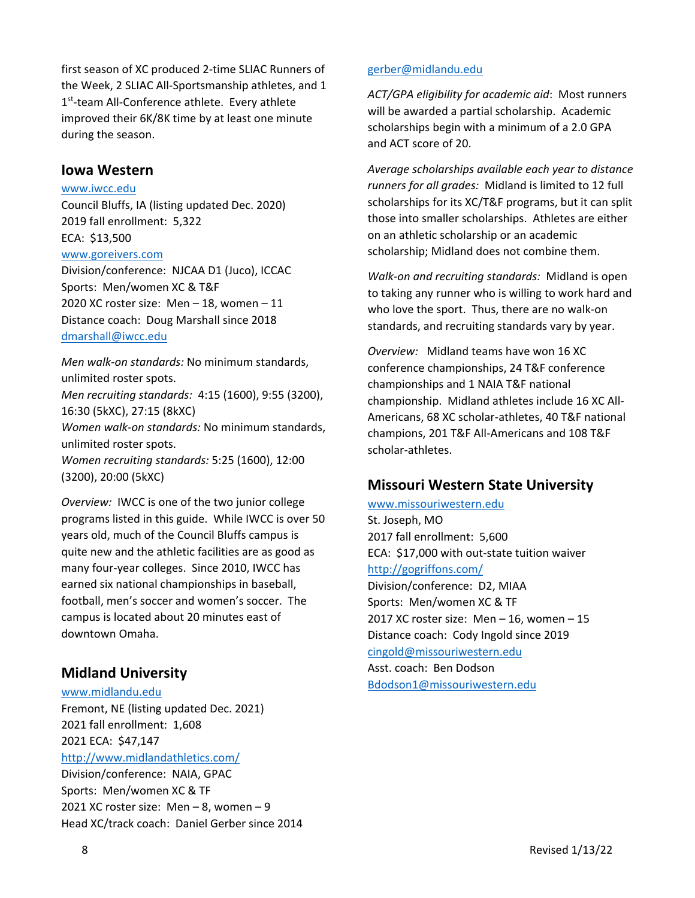first season of XC produced 2-time SLIAC Runners of the Week, 2 SLIAC All-Sportsmanship athletes, and 1 1st-team All-Conference athlete. Every athlete improved their 6K/8K time by at least one minute during the season.

## Iowa Western

www.iwcc.edu
Council Bluffs, IA (listing updated Dec. 2020)
2019 fall enrollment: 5,322
ECA: $13,500
www.goreivers.com
Division/conference: NJCAA D1 (Juco), ICCAC
Sports: Men/women XC & T&F
2020 XC roster size: Men – 18, women – 11
Distance coach: Doug Marshall since 2018
dmarshall@iwcc.edu

*Men walk-on standards:* No minimum standards, unlimited roster spots.
*Men recruiting standards:* 4:15 (1600), 9:55 (3200), 16:30 (5kXC), 27:15 (8kXC)
*Women walk-on standards:* No minimum standards, unlimited roster spots.
*Women recruiting standards:* 5:25 (1600), 12:00 (3200), 20:00 (5kXC)

*Overview:* IWCC is one of the two junior college programs listed in this guide. While IWCC is over 50 years old, much of the Council Bluffs campus is quite new and the athletic facilities are as good as many four-year colleges. Since 2010, IWCC has earned six national championships in baseball, football, men's soccer and women's soccer. The campus is located about 20 minutes east of downtown Omaha.

## Midland University

www.midlandu.edu
Fremont, NE (listing updated Dec. 2021)
2021 fall enrollment: 1,608
2021 ECA: $47,147
http://www.midlandathletics.com/
Division/conference: NAIA, GPAC
Sports: Men/women XC & TF
2021 XC roster size: Men – 8, women – 9
Head XC/track coach: Daniel Gerber since 2014
gerber@midlandu.edu

*ACT/GPA eligibility for academic aid*: Most runners will be awarded a partial scholarship. Academic scholarships begin with a minimum of a 2.0 GPA and ACT score of 20.

*Average scholarships available each year to distance runners for all grades:* Midland is limited to 12 full scholarships for its XC/T&F programs, but it can split those into smaller scholarships. Athletes are either on an athletic scholarship or an academic scholarship; Midland does not combine them.

*Walk-on and recruiting standards:* Midland is open to taking any runner who is willing to work hard and who love the sport. Thus, there are no walk-on standards, and recruiting standards vary by year.

*Overview:* Midland teams have won 16 XC conference championships, 24 T&F conference championships and 1 NAIA T&F national championship. Midland athletes include 16 XC All-Americans, 68 XC scholar-athletes, 40 T&F national champions, 201 T&F All-Americans and 108 T&F scholar-athletes.

## Missouri Western State University

www.missouriwestern.edu
St. Joseph, MO
2017 fall enrollment: 5,600
ECA: $17,000 with out-state tuition waiver
http://gogriffons.com/
Division/conference: D2, MIAA
Sports: Men/women XC & TF
2017 XC roster size: Men – 16, women – 15
Distance coach: Cody Ingold since 2019
cingold@missouriwestern.edu
Asst. coach: Ben Dodson
Bdodson1@missouriwestern.edu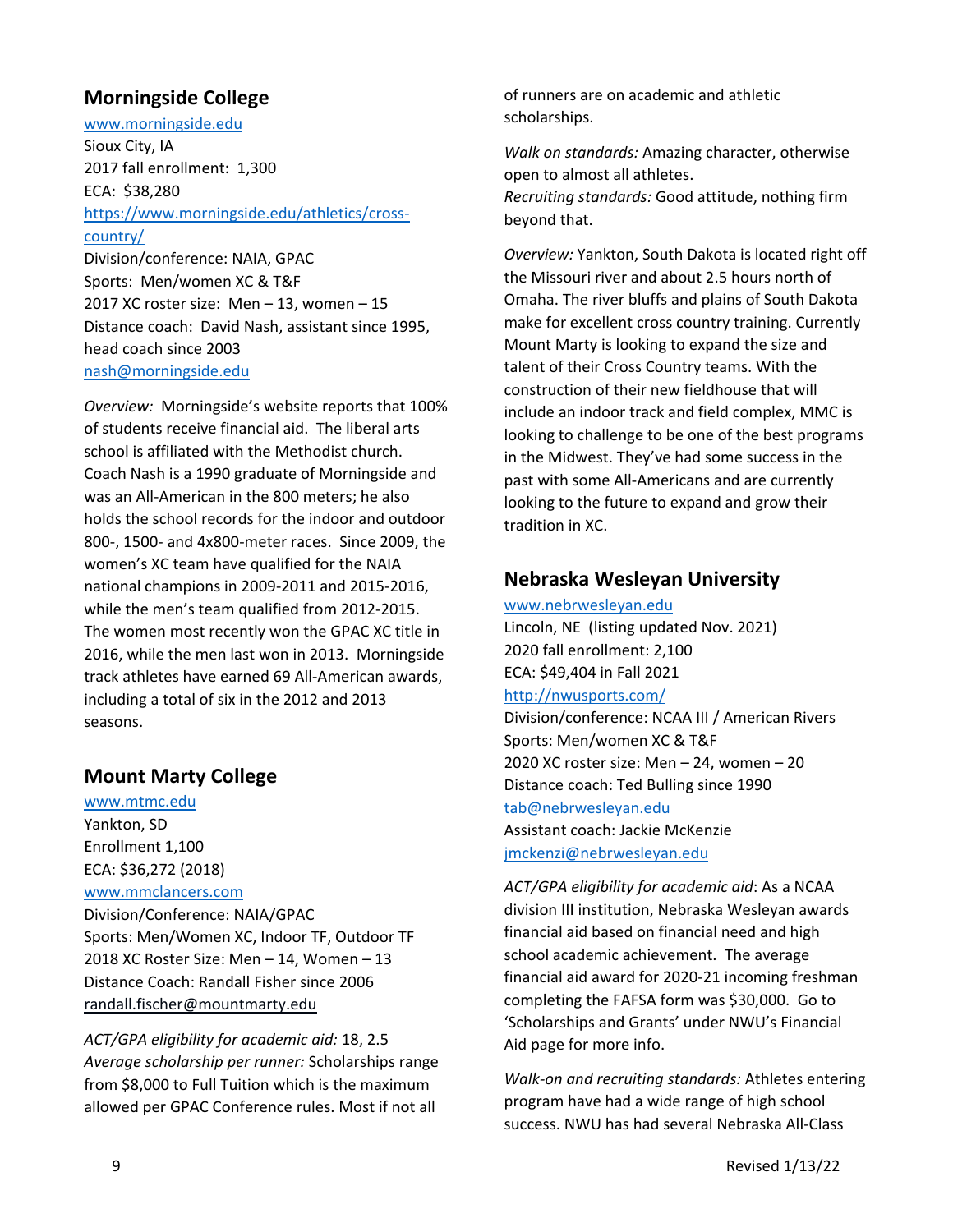## Morningside College

www.morningside.edu
Sioux City, IA
2017 fall enrollment: 1,300
ECA: $38,280
https://www.morningside.edu/athletics/cross-country/
Division/conference: NAIA, GPAC
Sports: Men/women XC & T&F
2017 XC roster size: Men – 13, women – 15
Distance coach: David Nash, assistant since 1995, head coach since 2003
nash@morningside.edu

*Overview:* Morningside's website reports that 100% of students receive financial aid. The liberal arts school is affiliated with the Methodist church. Coach Nash is a 1990 graduate of Morningside and was an All-American in the 800 meters; he also holds the school records for the indoor and outdoor 800-, 1500- and 4x800-meter races. Since 2009, the women's XC team have qualified for the NAIA national champions in 2009-2011 and 2015-2016, while the men's team qualified from 2012-2015. The women most recently won the GPAC XC title in 2016, while the men last won in 2013. Morningside track athletes have earned 69 All-American awards, including a total of six in the 2012 and 2013 seasons.

## Mount Marty College

www.mtmc.edu
Yankton, SD
Enrollment 1,100
ECA: $36,272 (2018)
www.mmclancers.com
Division/Conference: NAIA/GPAC
Sports: Men/Women XC, Indoor TF, Outdoor TF
2018 XC Roster Size: Men – 14, Women – 13
Distance Coach: Randall Fisher since 2006
randall.fischer@mountmarty.edu

*ACT/GPA eligibility for academic aid:* 18, 2.5
*Average scholarship per runner:* Scholarships range from $8,000 to Full Tuition which is the maximum allowed per GPAC Conference rules. Most if not all of runners are on academic and athletic scholarships.

*Walk on standards:* Amazing character, otherwise open to almost all athletes.
*Recruiting standards:* Good attitude, nothing firm beyond that.

*Overview:* Yankton, South Dakota is located right off the Missouri river and about 2.5 hours north of Omaha. The river bluffs and plains of South Dakota make for excellent cross country training. Currently Mount Marty is looking to expand the size and talent of their Cross Country teams. With the construction of their new fieldhouse that will include an indoor track and field complex, MMC is looking to challenge to be one of the best programs in the Midwest. They've had some success in the past with some All-Americans and are currently looking to the future to expand and grow their tradition in XC.

## Nebraska Wesleyan University

www.nebrwesleyan.edu
Lincoln, NE (listing updated Nov. 2021)
2020 fall enrollment: 2,100
ECA: $49,404 in Fall 2021
http://nwusports.com/
Division/conference: NCAA III / American Rivers
Sports: Men/women XC & T&F
2020 XC roster size: Men – 24, women – 20
Distance coach: Ted Bulling since 1990
tab@nebrwesleyan.edu
Assistant coach: Jackie McKenzie
jmckenzi@nebrwesleyan.edu

*ACT/GPA eligibility for academic aid*: As a NCAA division III institution, Nebraska Wesleyan awards financial aid based on financial need and high school academic achievement. The average financial aid award for 2020-21 incoming freshman completing the FAFSA form was $30,000. Go to 'Scholarships and Grants' under NWU's Financial Aid page for more info.

*Walk-on and recruiting standards:* Athletes entering program have had a wide range of high school success. NWU has had several Nebraska All-Class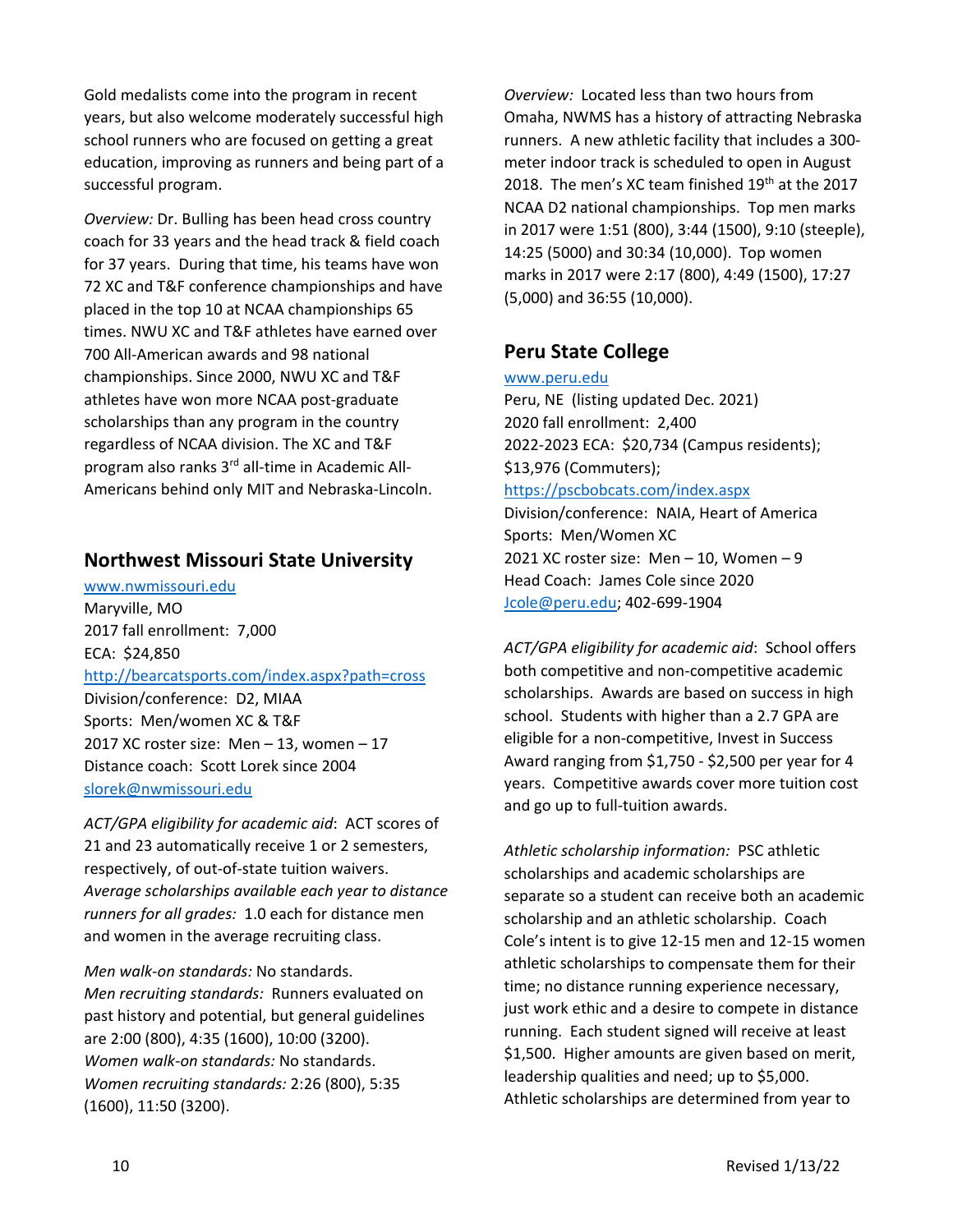Gold medalists come into the program in recent years, but also welcome moderately successful high school runners who are focused on getting a great education, improving as runners and being part of a successful program.

*Overview:* Dr. Bulling has been head cross country coach for 33 years and the head track & field coach for 37 years. During that time, his teams have won 72 XC and T&F conference championships and have placed in the top 10 at NCAA championships 65 times. NWU XC and T&F athletes have earned over 700 All-American awards and 98 national championships. Since 2000, NWU XC and T&F athletes have won more NCAA post-graduate scholarships than any program in the country regardless of NCAA division. The XC and T&F program also ranks 3rd all-time in Academic All-Americans behind only MIT and Nebraska-Lincoln.

## Northwest Missouri State University

www.nwmissouri.edu
Maryville, MO
2017 fall enrollment: 7,000
ECA: $24,850
http://bearcatsports.com/index.aspx?path=cross
Division/conference: D2, MIAA
Sports: Men/women XC & T&F
2017 XC roster size: Men – 13, women – 17
Distance coach: Scott Lorek since 2004
slorek@nwmissouri.edu

*ACT/GPA eligibility for academic aid*: ACT scores of 21 and 23 automatically receive 1 or 2 semesters, respectively, of out-of-state tuition waivers.
*Average scholarships available each year to distance runners for all grades:* 1.0 each for distance men and women in the average recruiting class.

*Men walk-on standards:* No standards.
*Men recruiting standards:* Runners evaluated on past history and potential, but general guidelines are 2:00 (800), 4:35 (1600), 10:00 (3200).
*Women walk-on standards:* No standards.
*Women recruiting standards:* 2:26 (800), 5:35 (1600), 11:50 (3200).

*Overview:* Located less than two hours from Omaha, NWMS has a history of attracting Nebraska runners. A new athletic facility that includes a 300-meter indoor track is scheduled to open in August 2018. The men's XC team finished 19th at the 2017 NCAA D2 national championships. Top men marks in 2017 were 1:51 (800), 3:44 (1500), 9:10 (steeple), 14:25 (5000) and 30:34 (10,000). Top women marks in 2017 were 2:17 (800), 4:49 (1500), 17:27 (5,000) and 36:55 (10,000).

## Peru State College

www.peru.edu
Peru, NE (listing updated Dec. 2021)
2020 fall enrollment: 2,400
2022-2023 ECA: $20,734 (Campus residents); $13,976 (Commuters);
https://pscbobcats.com/index.aspx
Division/conference: NAIA, Heart of America
Sports: Men/Women XC
2021 XC roster size: Men – 10, Women – 9
Head Coach: James Cole since 2020
Jcole@peru.edu; 402-699-1904

*ACT/GPA eligibility for academic aid*: School offers both competitive and non-competitive academic scholarships. Awards are based on success in high school. Students with higher than a 2.7 GPA are eligible for a non-competitive, Invest in Success Award ranging from $1,750 - $2,500 per year for 4 years. Competitive awards cover more tuition cost and go up to full-tuition awards.

*Athletic scholarship information:* PSC athletic scholarships and academic scholarships are separate so a student can receive both an academic scholarship and an athletic scholarship. Coach Cole's intent is to give 12-15 men and 12-15 women athletic scholarships to compensate them for their time; no distance running experience necessary, just work ethic and a desire to compete in distance running. Each student signed will receive at least $1,500. Higher amounts are given based on merit, leadership qualities and need; up to $5,000. Athletic scholarships are determined from year to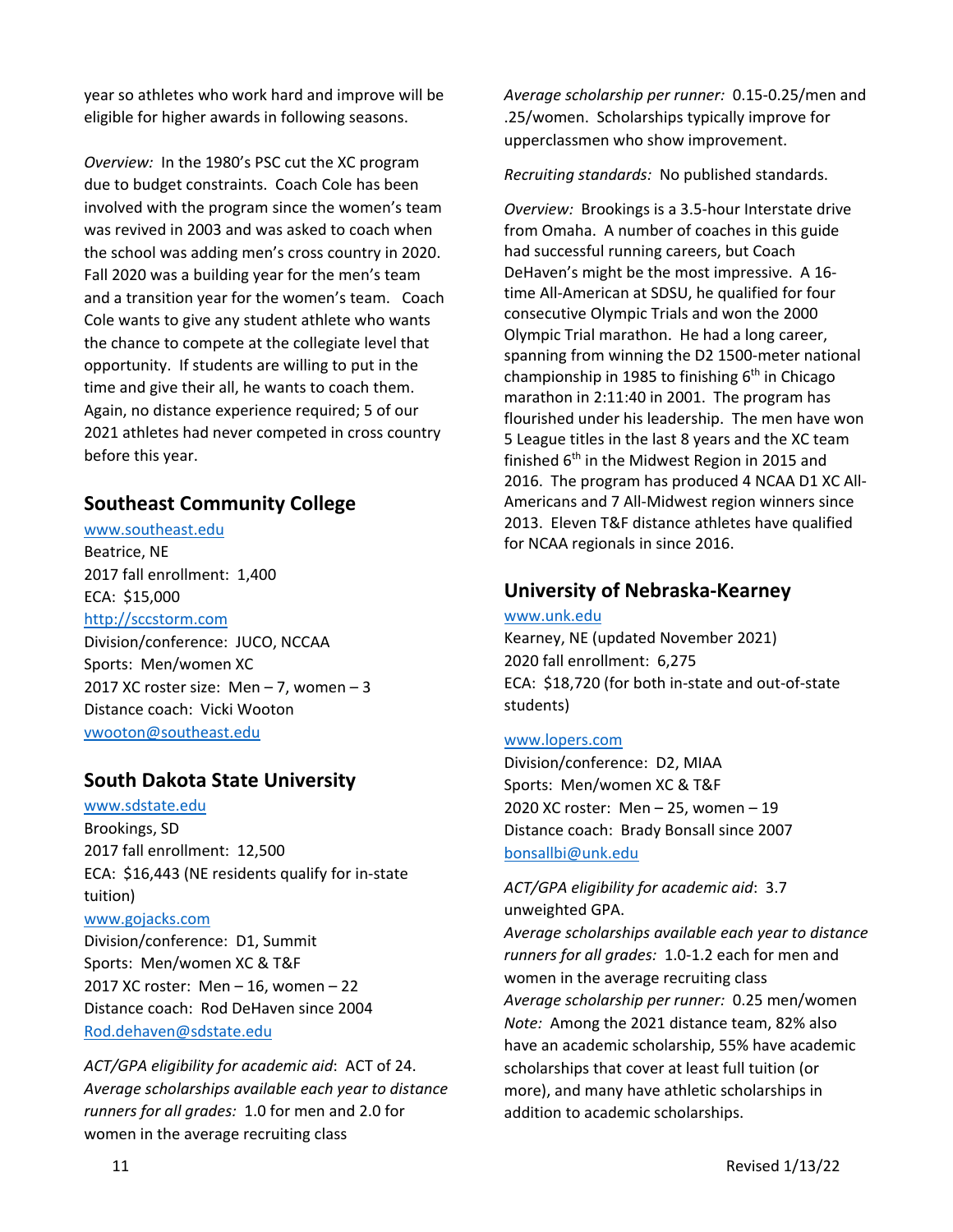year so athletes who work hard and improve will be eligible for higher awards in following seasons.

*Overview:* In the 1980's PSC cut the XC program due to budget constraints. Coach Cole has been involved with the program since the women's team was revived in 2003 and was asked to coach when the school was adding men's cross country in 2020. Fall 2020 was a building year for the men's team and a transition year for the women's team. Coach Cole wants to give any student athlete who wants the chance to compete at the collegiate level that opportunity. If students are willing to put in the time and give their all, he wants to coach them. Again, no distance experience required; 5 of our 2021 athletes had never competed in cross country before this year.

## Southeast Community College

www.southeast.edu
Beatrice, NE
2017 fall enrollment: 1,400
ECA: $15,000
http://sccstorm.com
Division/conference: JUCO, NCCAA
Sports: Men/women XC
2017 XC roster size: Men – 7, women – 3
Distance coach: Vicki Wooton
vwooton@southeast.edu

## South Dakota State University

www.sdstate.edu
Brookings, SD
2017 fall enrollment: 12,500
ECA: $16,443 (NE residents qualify for in-state tuition)
www.gojacks.com
Division/conference: D1, Summit
Sports: Men/women XC & T&F
2017 XC roster: Men – 16, women – 22
Distance coach: Rod DeHaven since 2004
Rod.dehaven@sdstate.edu

*ACT/GPA eligibility for academic aid*: ACT of 24.
*Average scholarships available each year to distance runners for all grades:* 1.0 for men and 2.0 for women in the average recruiting class

*Average scholarship per runner:* 0.15-0.25/men and .25/women. Scholarships typically improve for upperclassmen who show improvement.

*Recruiting standards:* No published standards.

*Overview:* Brookings is a 3.5-hour Interstate drive from Omaha. A number of coaches in this guide had successful running careers, but Coach DeHaven's might be the most impressive. A 16-time All-American at SDSU, he qualified for four consecutive Olympic Trials and won the 2000 Olympic Trial marathon. He had a long career, spanning from winning the D2 1500-meter national championship in 1985 to finishing 6th in Chicago marathon in 2:11:40 in 2001. The program has flourished under his leadership. The men have won 5 League titles in the last 8 years and the XC team finished 6th in the Midwest Region in 2015 and 2016. The program has produced 4 NCAA D1 XC All-Americans and 7 All-Midwest region winners since 2013. Eleven T&F distance athletes have qualified for NCAA regionals in since 2016.

## University of Nebraska-Kearney

www.unk.edu
Kearney, NE (updated November 2021)
2020 fall enrollment: 6,275
ECA: $18,720 (for both in-state and out-of-state students)

www.lopers.com
Division/conference: D2, MIAA
Sports: Men/women XC & T&F
2020 XC roster: Men – 25, women – 19
Distance coach: Brady Bonsall since 2007
bonsallbi@unk.edu

*ACT/GPA eligibility for academic aid*: 3.7 unweighted GPA.
*Average scholarships available each year to distance runners for all grades:* 1.0-1.2 each for men and women in the average recruiting class
*Average scholarship per runner:* 0.25 men/women
*Note:* Among the 2021 distance team, 82% also have an academic scholarship, 55% have academic scholarships that cover at least full tuition (or more), and many have athletic scholarships in addition to academic scholarships.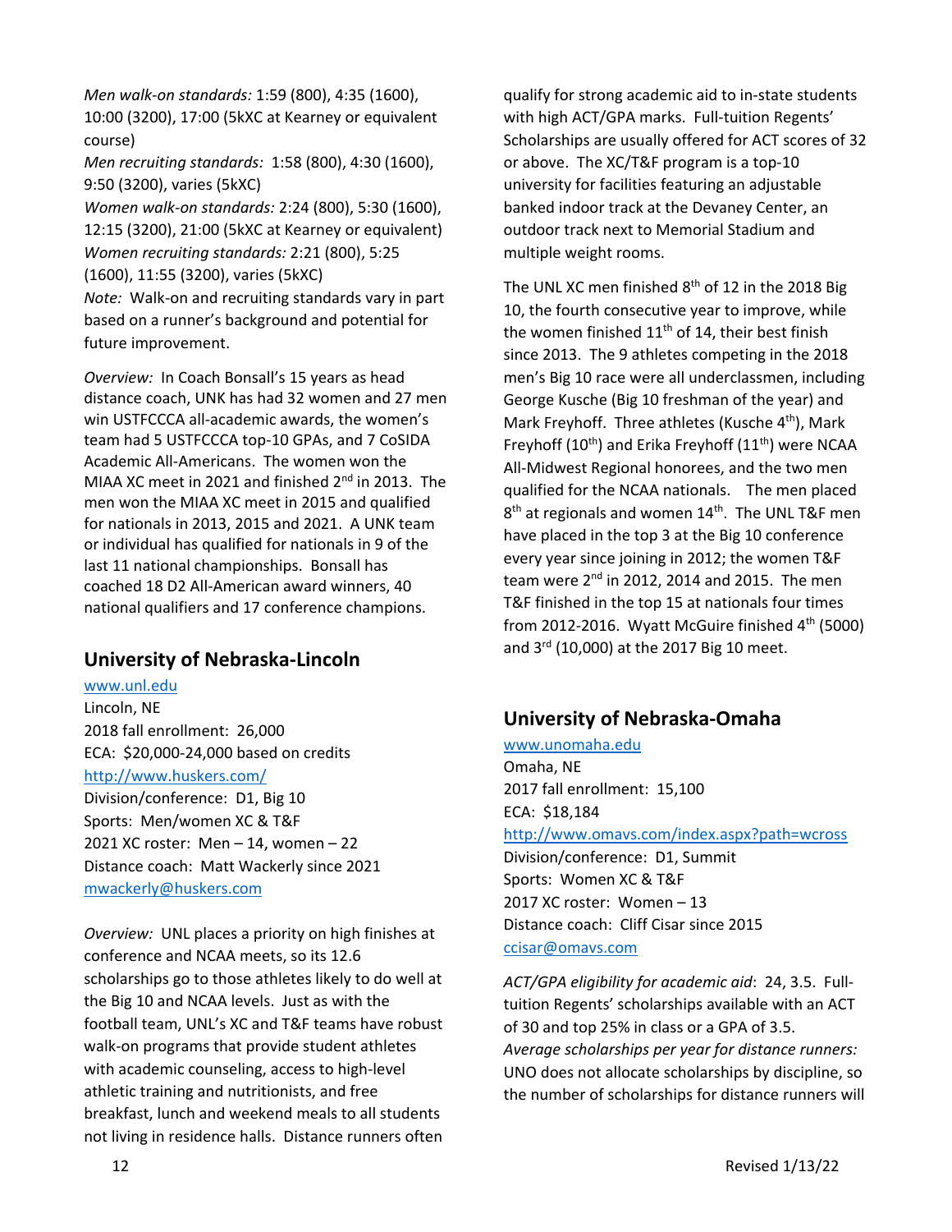*Men walk-on standards:* 1:59 (800), 4:35 (1600), 10:00 (3200), 17:00 (5kXC at Kearney or equivalent course)
*Men recruiting standards:* 1:58 (800), 4:30 (1600), 9:50 (3200), varies (5kXC)
*Women walk-on standards:* 2:24 (800), 5:30 (1600), 12:15 (3200), 21:00 (5kXC at Kearney or equivalent)
*Women recruiting standards:* 2:21 (800), 5:25 (1600), 11:55 (3200), varies (5kXC)
*Note:* Walk-on and recruiting standards vary in part based on a runner's background and potential for future improvement.

*Overview:* In Coach Bonsall's 15 years as head distance coach, UNK has had 32 women and 27 men win USTFCCCA all-academic awards, the women's team had 5 USTFCCCA top-10 GPAs, and 7 CoSIDA Academic All-Americans. The women won the MIAA XC meet in 2021 and finished 2nd in 2013. The men won the MIAA XC meet in 2015 and qualified for nationals in 2013, 2015 and 2021. A UNK team or individual has qualified for nationals in 9 of the last 11 national championships. Bonsall has coached 18 D2 All-American award winners, 40 national qualifiers and 17 conference champions.

## University of Nebraska-Lincoln

www.unl.edu
Lincoln, NE
2018 fall enrollment: 26,000
ECA: $20,000-24,000 based on credits
http://www.huskers.com/
Division/conference: D1, Big 10
Sports: Men/women XC & T&F
2021 XC roster: Men – 14, women – 22
Distance coach: Matt Wackerly since 2021
mwackerly@huskers.com

*Overview:* UNL places a priority on high finishes at conference and NCAA meets, so its 12.6 scholarships go to those athletes likely to do well at the Big 10 and NCAA levels. Just as with the football team, UNL's XC and T&F teams have robust walk-on programs that provide student athletes with academic counseling, access to high-level athletic training and nutritionists, and free breakfast, lunch and weekend meals to all students not living in residence halls. Distance runners often qualify for strong academic aid to in-state students with high ACT/GPA marks. Full-tuition Regents' Scholarships are usually offered for ACT scores of 32 or above. The XC/T&F program is a top-10 university for facilities featuring an adjustable banked indoor track at the Devaney Center, an outdoor track next to Memorial Stadium and multiple weight rooms.

The UNL XC men finished 8th of 12 in the 2018 Big 10, the fourth consecutive year to improve, while the women finished 11th of 14, their best finish since 2013. The 9 athletes competing in the 2018 men's Big 10 race were all underclassmen, including George Kusche (Big 10 freshman of the year) and Mark Freyhoff. Three athletes (Kusche 4th), Mark Freyhoff (10th) and Erika Freyhoff (11th) were NCAA All-Midwest Regional honorees, and the two men qualified for the NCAA nationals. The men placed 8th at regionals and women 14th. The UNL T&F men have placed in the top 3 at the Big 10 conference every year since joining in 2012; the women T&F team were 2nd in 2012, 2014 and 2015. The men T&F finished in the top 15 at nationals four times from 2012-2016. Wyatt McGuire finished 4th (5000) and 3rd (10,000) at the 2017 Big 10 meet.

## University of Nebraska-Omaha

www.unomaha.edu
Omaha, NE
2017 fall enrollment: 15,100
ECA: $18,184
http://www.omavs.com/index.aspx?path=wcross
Division/conference: D1, Summit
Sports: Women XC & T&F
2017 XC roster: Women – 13
Distance coach: Cliff Cisar since 2015
ccisar@omavs.com

*ACT/GPA eligibility for academic aid*: 24, 3.5. Full-tuition Regents' scholarships available with an ACT of 30 and top 25% in class or a GPA of 3.5.
*Average scholarships per year for distance runners:* UNO does not allocate scholarships by discipline, so the number of scholarships for distance runners will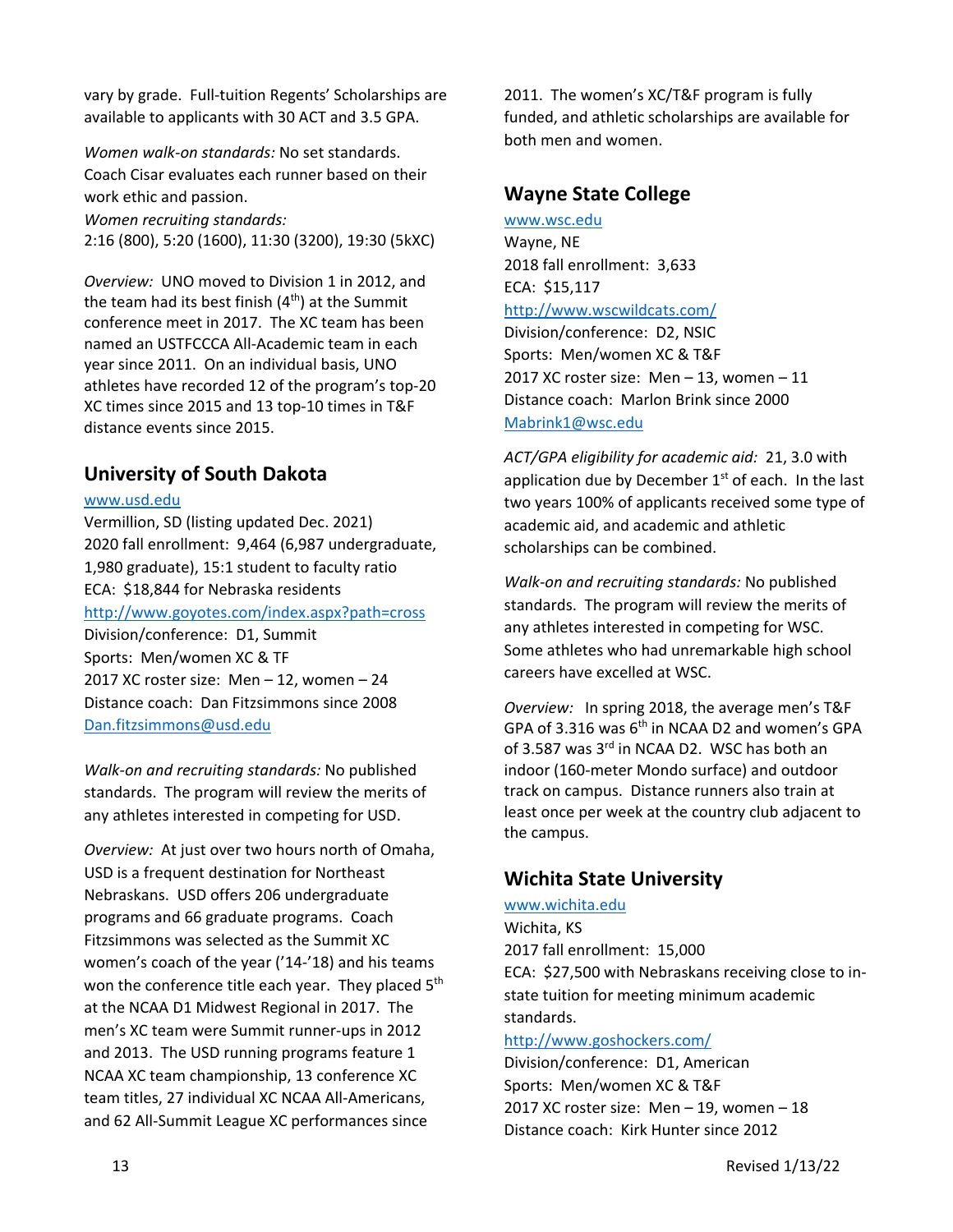vary by grade. Full-tuition Regents' Scholarships are available to applicants with 30 ACT and 3.5 GPA.

*Women walk-on standards:* No set standards. Coach Cisar evaluates each runner based on their work ethic and passion.
*Women recruiting standards:*
2:16 (800), 5:20 (1600), 11:30 (3200), 19:30 (5kXC)

*Overview:* UNO moved to Division 1 in 2012, and the team had its best finish (4th) at the Summit conference meet in 2017. The XC team has been named an USTFCCCA All-Academic team in each year since 2011. On an individual basis, UNO athletes have recorded 12 of the program's top-20 XC times since 2015 and 13 top-10 times in T&F distance events since 2015.

## University of South Dakota

[www.usd.edu](http://www.usd.edu)
Vermillion, SD (listing updated Dec. 2021)
2020 fall enrollment: 9,464 (6,987 undergraduate, 1,980 graduate), 15:1 student to faculty ratio
ECA: $18,844 for Nebraska residents
[http://www.goyotes.com/index.aspx?path=cross](http://www.goyotes.com/index.aspx?path=cross)
Division/conference: D1, Summit
Sports: Men/women XC & TF
2017 XC roster size: Men – 12, women – 24
Distance coach: Dan Fitzsimmons since 2008
[Dan.fitzsimmons@usd.edu](mailto:Dan.fitzsimmons@usd.edu)

*Walk-on and recruiting standards:* No published standards. The program will review the merits of any athletes interested in competing for USD.

*Overview:* At just over two hours north of Omaha, USD is a frequent destination for Northeast Nebraskans. USD offers 206 undergraduate programs and 66 graduate programs. Coach Fitzsimmons was selected as the Summit XC women's coach of the year ('14-'18) and his teams won the conference title each year. They placed 5th at the NCAA D1 Midwest Regional in 2017. The men's XC team were Summit runner-ups in 2012 and 2013. The USD running programs feature 1 NCAA XC team championship, 13 conference XC team titles, 27 individual XC NCAA All-Americans, and 62 All-Summit League XC performances since 2011. The women's XC/T&F program is fully funded, and athletic scholarships are available for both men and women.

## Wayne State College

[www.wsc.edu](http://www.wsc.edu)
Wayne, NE
2018 fall enrollment: 3,633
ECA: $15,117
[http://www.wscwildcats.com/](http://www.wscwildcats.com/)
Division/conference: D2, NSIC
Sports: Men/women XC & T&F
2017 XC roster size: Men – 13, women – 11
Distance coach: Marlon Brink since 2000
[Mabrink1@wsc.edu](mailto:Mabrink1@wsc.edu)

*ACT/GPA eligibility for academic aid:* 21, 3.0 with application due by December 1st of each. In the last two years 100% of applicants received some type of academic aid, and academic and athletic scholarships can be combined.

*Walk-on and recruiting standards:* No published standards. The program will review the merits of any athletes interested in competing for WSC. Some athletes who had unremarkable high school careers have excelled at WSC.

*Overview:* In spring 2018, the average men's T&F GPA of 3.316 was 6th in NCAA D2 and women's GPA of 3.587 was 3rd in NCAA D2. WSC has both an indoor (160-meter Mondo surface) and outdoor track on campus. Distance runners also train at least once per week at the country club adjacent to the campus.

## Wichita State University

[www.wichita.edu](http://www.wichita.edu)
Wichita, KS
2017 fall enrollment: 15,000
ECA: $27,500 with Nebraskans receiving close to in-state tuition for meeting minimum academic standards.
[http://www.goshockers.com/](http://www.goshockers.com/)
Division/conference: D1, American
Sports: Men/women XC & T&F
2017 XC roster size: Men – 19, women – 18
Distance coach: Kirk Hunter since 2012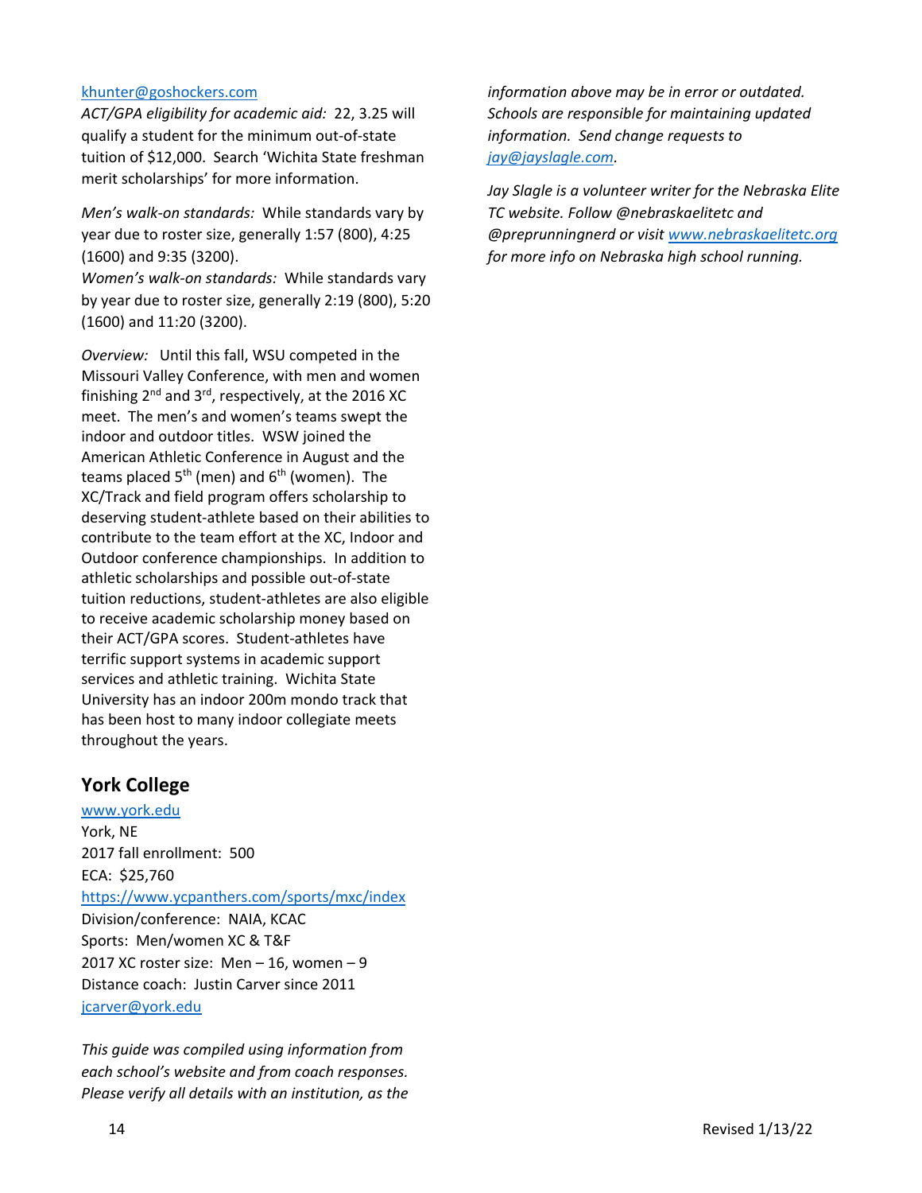khunter@goshockers.com

*ACT/GPA eligibility for academic aid:* 22, 3.25 will qualify a student for the minimum out-of-state tuition of $12,000. Search 'Wichita State freshman merit scholarships' for more information.

*Men's walk-on standards:* While standards vary by year due to roster size, generally 1:57 (800), 4:25 (1600) and 9:35 (3200).

*Women's walk-on standards:* While standards vary by year due to roster size, generally 2:19 (800), 5:20 (1600) and 11:20 (3200).

*Overview:* Until this fall, WSU competed in the Missouri Valley Conference, with men and women finishing 2nd and 3rd, respectively, at the 2016 XC meet. The men's and women's teams swept the indoor and outdoor titles. WSW joined the American Athletic Conference in August and the teams placed 5th (men) and 6th (women). The XC/Track and field program offers scholarship to deserving student-athlete based on their abilities to contribute to the team effort at the XC, Indoor and Outdoor conference championships. In addition to athletic scholarships and possible out-of-state tuition reductions, student-athletes are also eligible to receive academic scholarship money based on their ACT/GPA scores. Student-athletes have terrific support systems in academic support services and athletic training. Wichita State University has an indoor 200m mondo track that has been host to many indoor collegiate meets throughout the years.

## York College

www.york.edu
York, NE
2017 fall enrollment: 500
ECA: $25,760
https://www.ycpanthers.com/sports/mxc/index
Division/conference: NAIA, KCAC
Sports: Men/women XC & T&F
2017 XC roster size: Men – 16, women – 9
Distance coach: Justin Carver since 2011
jcarver@york.edu

*This guide was compiled using information from each school's website and from coach responses. Please verify all details with an institution, as the information above may be in error or outdated. Schools are responsible for maintaining updated information. Send change requests to jay@jayslagle.com.*

*Jay Slagle is a volunteer writer for the Nebraska Elite TC website. Follow @nebraskaelitetc and @preprunningnerd or visit www.nebraskaelitetc.org for more info on Nebraska high school running.*

Revised 1/13/22